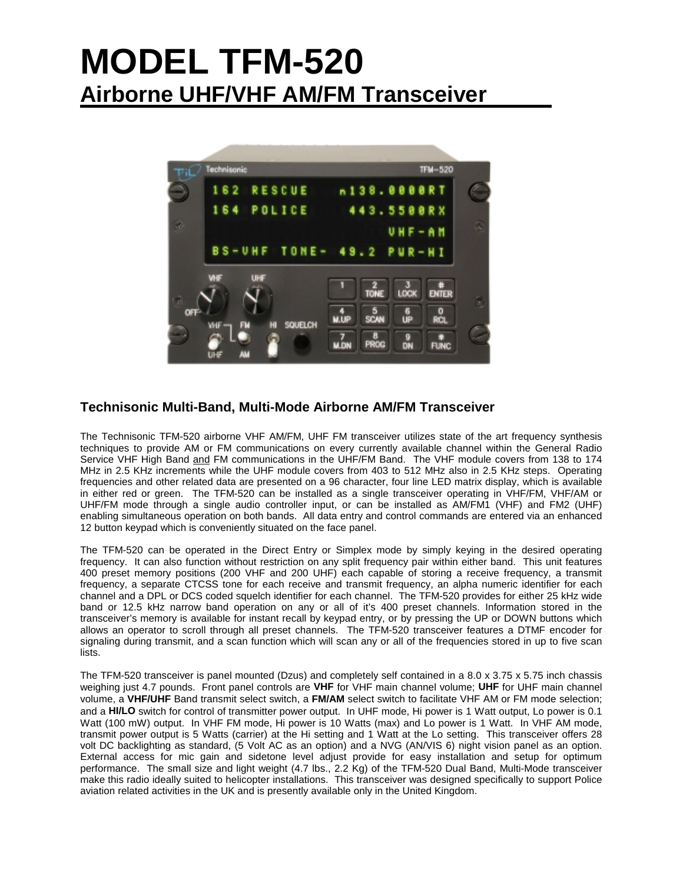# MODEL TFM-520

## Airborne UHF/VHF AM/FM Transceiver

### Technisonic Multi-Band, Multi-Mode Airborne AM/FM Transceiver

The Technisonic TFM-520 airborne VHF AM/FM, UHF FM transceiver utilizes state of the art frequency synthesis techniques to provide AM or FM communications on every currently available channel within the General Radio Service VHF High Band and FM communications in the UHF/FM Band. The VHF module covers from 138 to 174 MHz in 2.5 KHz increments while the UHF module covers from 403 to 512 MHz also in 2.5 KHz steps. Operating frequencies and other related data are presented on a 96 character, four line LED matrix display, which is available in either red or green. The TFM-520 can be installed as a single transceiver operating in VHF/FM, VHF/AM or UHF/FM mode through a single audio controller input, or can be installed as AM/FM1 (VHF) and FM2 (UHF) enabling simultaneous operation on both bands. All data entry and control commands are entered via an enhanced 12 button keypad which is conveniently situated on the face panel.

The TFM-520 can be operated in the Direct Entry or Simplex mode by simply keying in the desired operating frequency. It can also function without restriction on any split frequency pair within either band. This unit features 400 preset memory positions (200 VHF and 200 UHF) each capable of storing a receive frequency, a transmit frequency, a separate CTCSS tone for each receive and transmit frequency, an alpha numeric identifier for each channel and a DPL or DCS coded squelch identifier for each channel. The TFM-520 provides for either 25 kHz wide band or 12.5 kHz narrow band operation on any or all of it's 400 preset channels. Information stored in the transceiver's memory is available for instant recall by keypad entry, or by pressing the UP or DOWN buttons which allows an operator to scroll through all preset channels. The TFM-520 transceiver features a DTMF encoder for signaling during transmit, and a scan function which will scan any or all of the frequencies stored in up to five scan lists.

The TFM-520 transceiver is panel mounted (Dzus) and completely self contained in a 8.0 x 3.75 x 5.75 inch chassis weighing just 4.7 pounds. Front panel controls are **VHF** for VHF main channel volume; **UHF** for UHF main channel volume, a **VHF/UHF** Band transmit select switch, a **FM/AM** select switch to facilitate VHF AM or FM mode selection; and a **HI/LO** switch for control of transmitter power output. In UHF mode, Hi power is 1 Watt output, Lo power is 0.1 Watt (100 mW) output. In VHF FM mode, Hi power is 10 Watts (max) and Lo power is 1 Watt. In VHF AM mode, transmit power output is 5 Watts (carrier) at the Hi setting and 1 Watt at the Lo setting. This transceiver offers 28 volt DC backlighting as standard, (5 Volt AC as an option) and a NVG (AN/VIS 6) night vision panel as an option. External access for mic gain and sidetone level adjust provide for easy installation and setup for optimum performance. The small size and light weight (4.7 lbs., 2.2 Kg) of the TFM-520 Dual Band, Multi-Mode transceiver make this radio ideally suited to helicopter installations. This transceiver was designed specifically to support Police aviation related activities in the UK and is presently available only in the United Kingdom.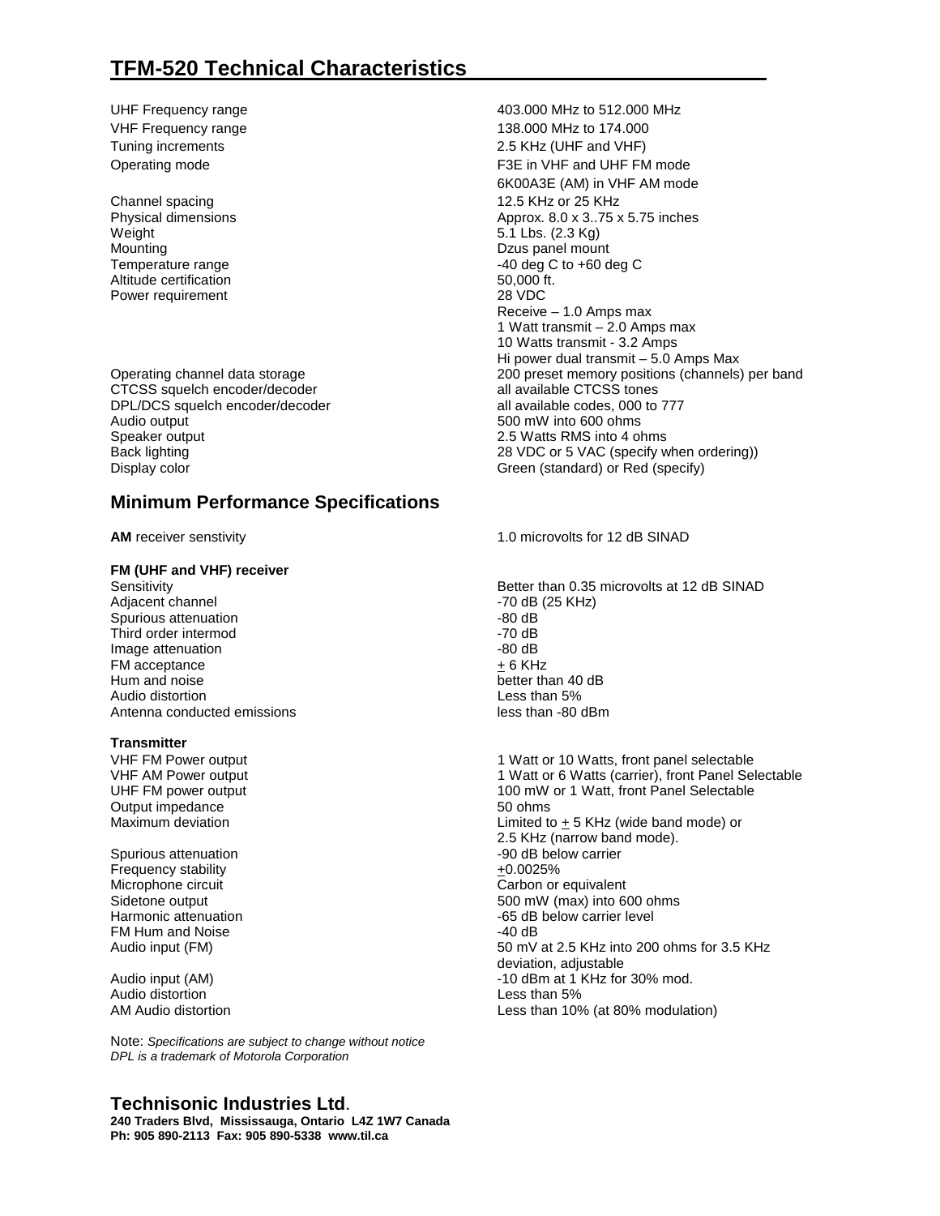# TFM-520 Technical Characteristics

| | |
|---|---|
| UHF Frequency range | 403.000 MHz to 512.000 MHz |
| VHF Frequency range | 138.000 MHz to 174.000 |
| Tuning increments | 2.5 KHz (UHF and VHF) |
| Operating mode | F3E in VHF and UHF FM mode<br>6K00A3E (AM) in VHF AM mode |
| Channel spacing | 12.5 KHz or 25 KHz |
| Physical dimensions | Approx. 8.0 x 3..75 x 5.75 inches |
| Weight | 5.1 Lbs. (2.3 Kg) |
| Mounting | Dzus panel mount |
| Temperature range | -40 deg C to +60 deg C |
| Altitude certification | 50,000 ft. |
| Power requirement | 28 VDC<br>Receive – 1.0 Amps max<br>1 Watt transmit – 2.0 Amps max<br>10 Watts transmit - 3.2 Amps<br>Hi power dual transmit – 5.0 Amps Max |
| Operating channel data storage | 200 preset memory positions (channels) per band |
| CTCSS squelch encoder/decoder | all available CTCSS tones |
| DPL/DCS squelch encoder/decoder | all available codes, 000 to 777 |
| Audio output | 500 mW into 600 ohms |
| Speaker output | 2.5 Watts RMS into 4 ohms |
| Back lighting | 28 VDC or 5 VAC (specify when ordering)) |
| Display color | Green (standard) or Red (specify) |

## Minimum Performance Specifications

| | |
|---|---|
| **AM** receiver senstivity | 1.0 microvolts for 12 dB SINAD |

**FM (UHF and VHF) receiver**

| | |
|---|---|
| Sensitivity | Better than 0.35 microvolts at 12 dB SINAD |
| Adjacent channel | -70 dB (25 KHz) |
| Spurious attenuation | -80 dB |
| Third order intermod | -70 dB |
| Image attenuation | -80 dB |
| FM acceptance | ± 6 KHz |
| Hum and noise | better than 40 dB |
| Audio distortion | Less than 5% |
| Antenna conducted emissions | less than -80 dBm |

**Transmitter**

| | |
|---|---|
| VHF FM Power output | 1 Watt or 10 Watts, front panel selectable |
| VHF AM Power output | 1 Watt or 6 Watts (carrier), front Panel Selectable |
| UHF FM power output | 100 mW or 1 Watt, front Panel Selectable |
| Output impedance | 50 ohms |
| Maximum deviation | Limited to ± 5 KHz (wide band mode) or 2.5 KHz (narrow band mode). |
| Spurious attenuation | -90 dB below carrier |
| Frequency stability | ±0.0025% |
| Microphone circuit | Carbon or equivalent |
| Sidetone output | 500 mW (max) into 600 ohms |
| Harmonic attenuation | -65 dB below carrier level |
| FM Hum and Noise | -40 dB |
| Audio input (FM) | 50 mV at 2.5 KHz into 200 ohms for 3.5 KHz deviation, adjustable |
| Audio input (AM) | -10 dBm at 1 KHz for 30% mod. |
| Audio distortion | Less than 5% |
| AM Audio distortion | Less than 10% (at 80% modulation) |

Note: *Specifications are subject to change without notice*
*DPL is a trademark of Motorola Corporation*

## Technisonic Industries Ltd.

**240 Traders Blvd, Mississauga, Ontario L4Z 1W7 Canada**
**Ph: 905 890-2113 Fax: 905 890-5338 www.til.ca**